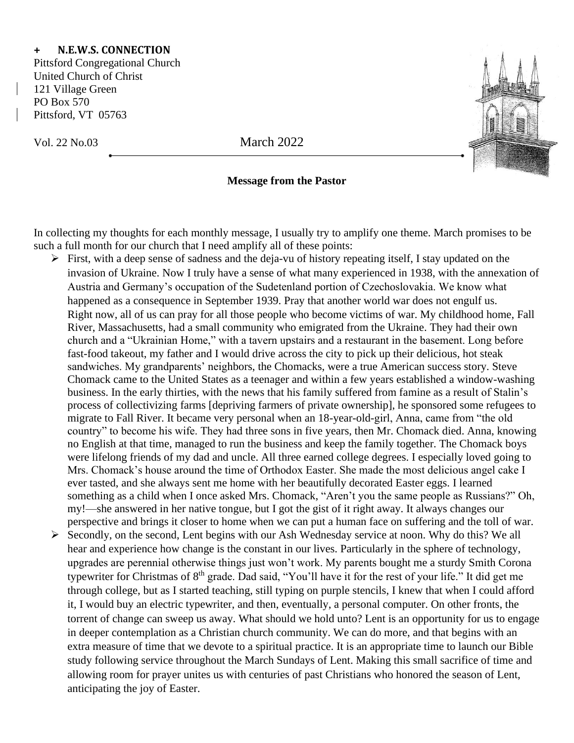**+ N.E.W.S. CONNECTION**

Pittsford Congregational Church
United Church of Christ
121 Village Green
PO Box 570
Pittsford, VT 05763

Vol. 22 No.03 March 2022

**Message from the Pastor**

In collecting my thoughts for each monthly message, I usually try to amplify one theme. March promises to be such a full month for our church that I need amplify all of these points:

- First, with a deep sense of sadness and the deja-vu of history repeating itself, I stay updated on the invasion of Ukraine. Now I truly have a sense of what many experienced in 1938, with the annexation of Austria and Germany's occupation of the Sudetenland portion of Czechoslovakia. We know what happened as a consequence in September 1939. Pray that another world war does not engulf us. Right now, all of us can pray for all those people who become victims of war. My childhood home, Fall River, Massachusetts, had a small community who emigrated from the Ukraine. They had their own church and a "Ukrainian Home," with a tavern upstairs and a restaurant in the basement. Long before fast-food takeout, my father and I would drive across the city to pick up their delicious, hot steak sandwiches. My grandparents' neighbors, the Chomacks, were a true American success story. Steve Chomack came to the United States as a teenager and within a few years established a window-washing business. In the early thirties, with the news that his family suffered from famine as a result of Stalin's process of collectivizing farms [depriving farmers of private ownership], he sponsored some refugees to migrate to Fall River. It became very personal when an 18-year-old-girl, Anna, came from "the old country" to become his wife. They had three sons in five years, then Mr. Chomack died. Anna, knowing no English at that time, managed to run the business and keep the family together. The Chomack boys were lifelong friends of my dad and uncle. All three earned college degrees. I especially loved going to Mrs. Chomack's house around the time of Orthodox Easter. She made the most delicious angel cake I ever tasted, and she always sent me home with her beautifully decorated Easter eggs. I learned something as a child when I once asked Mrs. Chomack, "Aren't you the same people as Russians?" Oh, my!—she answered in her native tongue, but I got the gist of it right away. It always changes our perspective and brings it closer to home when we can put a human face on suffering and the toll of war.
- Secondly, on the second, Lent begins with our Ash Wednesday service at noon. Why do this? We all hear and experience how change is the constant in our lives. Particularly in the sphere of technology, upgrades are perennial otherwise things just won't work. My parents bought me a sturdy Smith Corona typewriter for Christmas of 8th grade. Dad said, "You'll have it for the rest of your life." It did get me through college, but as I started teaching, still typing on purple stencils, I knew that when I could afford it, I would buy an electric typewriter, and then, eventually, a personal computer. On other fronts, the torrent of change can sweep us away. What should we hold unto? Lent is an opportunity for us to engage in deeper contemplation as a Christian church community. We can do more, and that begins with an extra measure of time that we devote to a spiritual practice. It is an appropriate time to launch our Bible study following service throughout the March Sundays of Lent. Making this small sacrifice of time and allowing room for prayer unites us with centuries of past Christians who honored the season of Lent, anticipating the joy of Easter.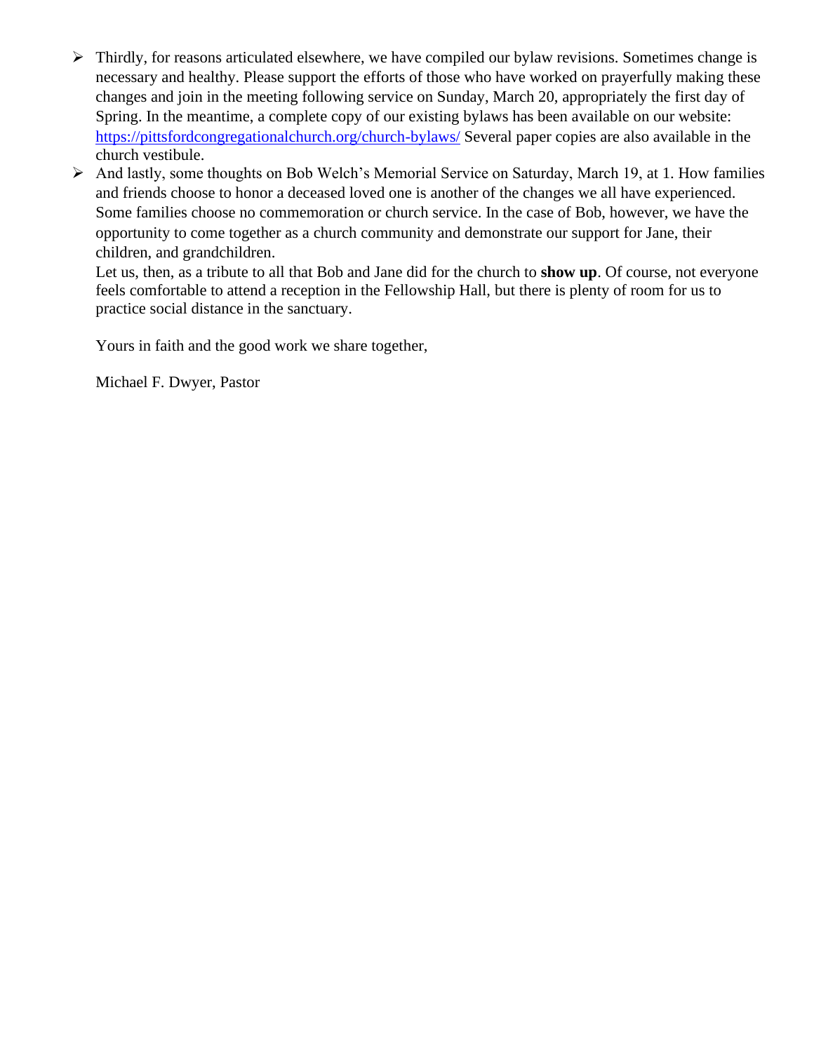- Thirdly, for reasons articulated elsewhere, we have compiled our bylaw revisions. Sometimes change is necessary and healthy. Please support the efforts of those who have worked on prayerfully making these changes and join in the meeting following service on Sunday, March 20, appropriately the first day of Spring. In the meantime, a complete copy of our existing bylaws has been available on our website: [https://pittsfordcongregationalchurch.org/church-bylaws/](https://pittsfordcongregationalchurch.org/church-bylaws/) Several paper copies are also available in the church vestibule.
- And lastly, some thoughts on Bob Welch's Memorial Service on Saturday, March 19, at 1. How families and friends choose to honor a deceased loved one is another of the changes we all have experienced. Some families choose no commemoration or church service. In the case of Bob, however, we have the opportunity to come together as a church community and demonstrate our support for Jane, their children, and grandchildren.
  Let us, then, as a tribute to all that Bob and Jane did for the church to **show up**. Of course, not everyone feels comfortable to attend a reception in the Fellowship Hall, but there is plenty of room for us to practice social distance in the sanctuary.

  Yours in faith and the good work we share together,

  Michael F. Dwyer, Pastor